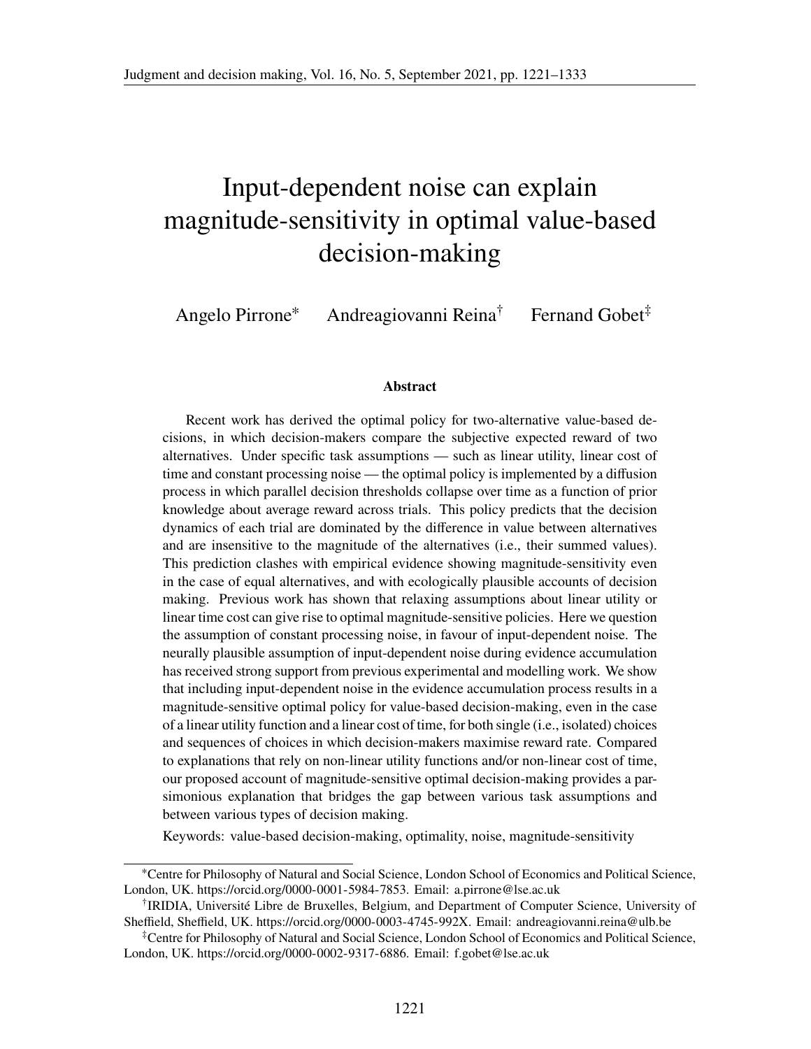# Input-dependent noise can explain magnitude-sensitivity in optimal value-based decision-making

Angelo Pirrone[*] Andreagiovanni Reina[†] Fernand Gobet[‡]

### Abstract

Recent work has derived the optimal policy for two-alternative value-based decisions, in which decision-makers compare the subjective expected reward of two alternatives. Under specific task assumptions — such as linear utility, linear cost of time and constant processing noise — the optimal policy is implemented by a diffusion process in which parallel decision thresholds collapse over time as a function of prior knowledge about average reward across trials. This policy predicts that the decision dynamics of each trial are dominated by the difference in value between alternatives and are insensitive to the magnitude of the alternatives (i.e., their summed values). This prediction clashes with empirical evidence showing magnitude-sensitivity even in the case of equal alternatives, and with ecologically plausible accounts of decision making. Previous work has shown that relaxing assumptions about linear utility or linear time cost can give rise to optimal magnitude-sensitive policies. Here we question the assumption of constant processing noise, in favour of input-dependent noise. The neurally plausible assumption of input-dependent noise during evidence accumulation has received strong support from previous experimental and modelling work. We show that including input-dependent noise in the evidence accumulation process results in a magnitude-sensitive optimal policy for value-based decision-making, even in the case of a linear utility function and a linear cost of time, for both single (i.e., isolated) choices and sequences of choices in which decision-makers maximise reward rate. Compared to explanations that rely on non-linear utility functions and/or non-linear cost of time, our proposed account of magnitude-sensitive optimal decision-making provides a parsimonious explanation that bridges the gap between various task assumptions and between various types of decision making.

Keywords: value-based decision-making, optimality, noise, magnitude-sensitivity

---

[*] Centre for Philosophy of Natural and Social Science, London School of Economics and Political Science, London, UK. https://orcid.org/0000-0001-5984-7853. Email: a.pirrone@lse.ac.uk

[†] IRIDIA, Université Libre de Bruxelles, Belgium, and Department of Computer Science, University of Sheffield, Sheffield, UK. https://orcid.org/0000-0003-4745-992X. Email: andreagiovanni.reina@ulb.be

[‡] Centre for Philosophy of Natural and Social Science, London School of Economics and Political Science, London, UK. https://orcid.org/0000-0002-9317-6886. Email: f.gobet@lse.ac.uk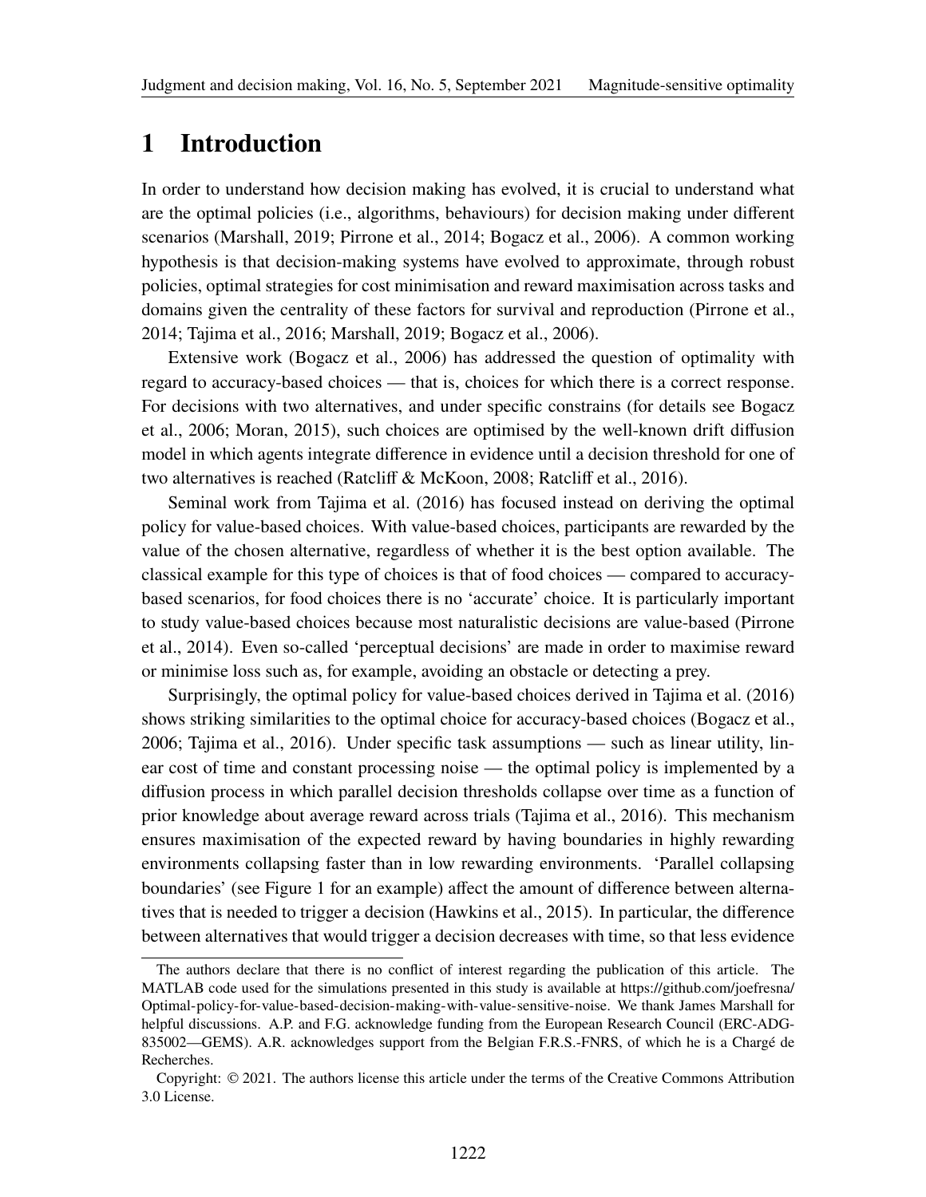# 1 Introduction

In order to understand how decision making has evolved, it is crucial to understand what are the optimal policies (i.e., algorithms, behaviours) for decision making under different scenarios (Marshall, 2019; Pirrone et al., 2014; Bogacz et al., 2006). A common working hypothesis is that decision-making systems have evolved to approximate, through robust policies, optimal strategies for cost minimisation and reward maximisation across tasks and domains given the centrality of these factors for survival and reproduction (Pirrone et al., 2014; Tajima et al., 2016; Marshall, 2019; Bogacz et al., 2006).

Extensive work (Bogacz et al., 2006) has addressed the question of optimality with regard to accuracy-based choices — that is, choices for which there is a correct response. For decisions with two alternatives, and under specific constrains (for details see Bogacz et al., 2006; Moran, 2015), such choices are optimised by the well-known drift diffusion model in which agents integrate difference in evidence until a decision threshold for one of two alternatives is reached (Ratcliff & McKoon, 2008; Ratcliff et al., 2016).

Seminal work from Tajima et al. (2016) has focused instead on deriving the optimal policy for value-based choices. With value-based choices, participants are rewarded by the value of the chosen alternative, regardless of whether it is the best option available. The classical example for this type of choices is that of food choices — compared to accuracy-based scenarios, for food choices there is no 'accurate' choice. It is particularly important to study value-based choices because most naturalistic decisions are value-based (Pirrone et al., 2014). Even so-called 'perceptual decisions' are made in order to maximise reward or minimise loss such as, for example, avoiding an obstacle or detecting a prey.

Surprisingly, the optimal policy for value-based choices derived in Tajima et al. (2016) shows striking similarities to the optimal choice for accuracy-based choices (Bogacz et al., 2006; Tajima et al., 2016). Under specific task assumptions — such as linear utility, linear cost of time and constant processing noise — the optimal policy is implemented by a diffusion process in which parallel decision thresholds collapse over time as a function of prior knowledge about average reward across trials (Tajima et al., 2016). This mechanism ensures maximisation of the expected reward by having boundaries in highly rewarding environments collapsing faster than in low rewarding environments. 'Parallel collapsing boundaries' (see Figure 1 for an example) affect the amount of difference between alternatives that is needed to trigger a decision (Hawkins et al., 2015). In particular, the difference between alternatives that would trigger a decision decreases with time, so that less evidence

---

The authors declare that there is no conflict of interest regarding the publication of this article. The MATLAB code used for the simulations presented in this study is available at https://github.com/joefresna/Optimal-policy-for-value-based-decision-making-with-value-sensitive-noise. We thank James Marshall for helpful discussions. A.P. and F.G. acknowledge funding from the European Research Council (ERC-ADG-835002—GEMS). A.R. acknowledges support from the Belgian F.R.S.-FNRS, of which he is a Chargé de Recherches.

Copyright: © 2021. The authors license this article under the terms of the Creative Commons Attribution 3.0 License.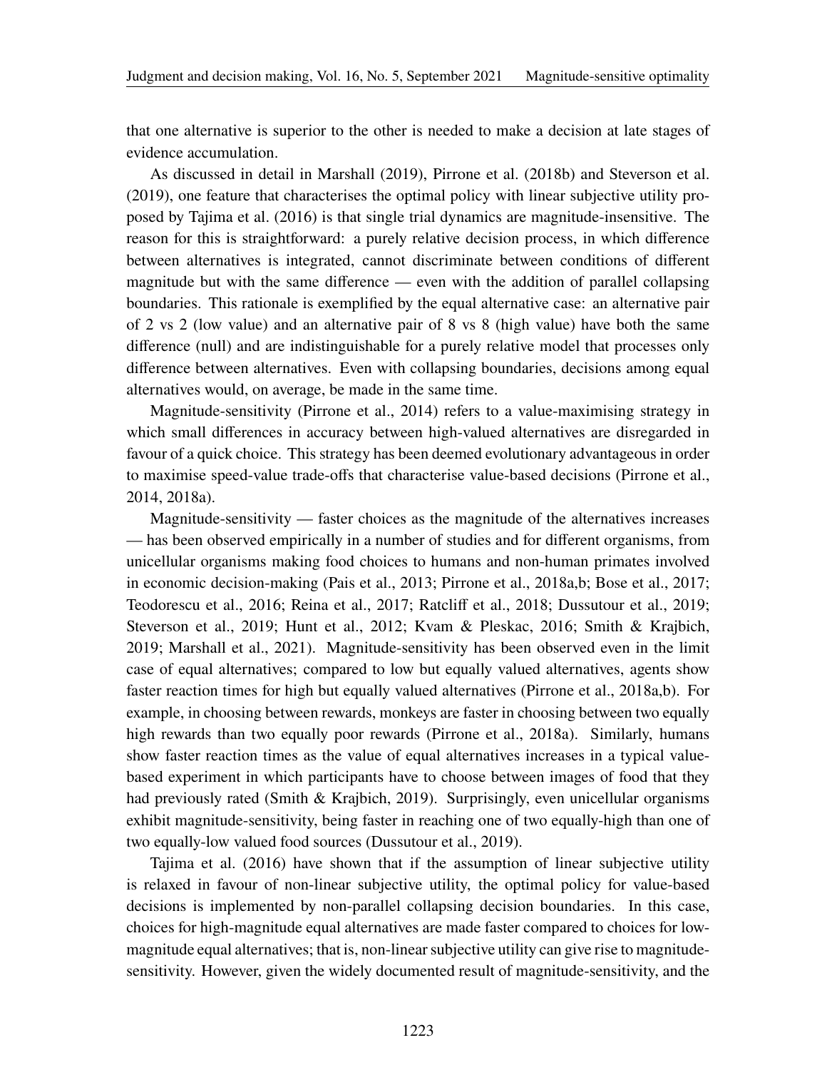that one alternative is superior to the other is needed to make a decision at late stages of evidence accumulation.

As discussed in detail in Marshall (2019), Pirrone et al. (2018b) and Steverson et al. (2019), one feature that characterises the optimal policy with linear subjective utility proposed by Tajima et al. (2016) is that single trial dynamics are magnitude-insensitive. The reason for this is straightforward: a purely relative decision process, in which difference between alternatives is integrated, cannot discriminate between conditions of different magnitude but with the same difference — even with the addition of parallel collapsing boundaries. This rationale is exemplified by the equal alternative case: an alternative pair of 2 vs 2 (low value) and an alternative pair of 8 vs 8 (high value) have both the same difference (null) and are indistinguishable for a purely relative model that processes only difference between alternatives. Even with collapsing boundaries, decisions among equal alternatives would, on average, be made in the same time.

Magnitude-sensitivity (Pirrone et al., 2014) refers to a value-maximising strategy in which small differences in accuracy between high-valued alternatives are disregarded in favour of a quick choice. This strategy has been deemed evolutionary advantageous in order to maximise speed-value trade-offs that characterise value-based decisions (Pirrone et al., 2014, 2018a).

Magnitude-sensitivity — faster choices as the magnitude of the alternatives increases — has been observed empirically in a number of studies and for different organisms, from unicellular organisms making food choices to humans and non-human primates involved in economic decision-making (Pais et al., 2013; Pirrone et al., 2018a,b; Bose et al., 2017; Teodorescu et al., 2016; Reina et al., 2017; Ratcliff et al., 2018; Dussutour et al., 2019; Steverson et al., 2019; Hunt et al., 2012; Kvam & Pleskac, 2016; Smith & Krajbich, 2019; Marshall et al., 2021). Magnitude-sensitivity has been observed even in the limit case of equal alternatives; compared to low but equally valued alternatives, agents show faster reaction times for high but equally valued alternatives (Pirrone et al., 2018a,b). For example, in choosing between rewards, monkeys are faster in choosing between two equally high rewards than two equally poor rewards (Pirrone et al., 2018a). Similarly, humans show faster reaction times as the value of equal alternatives increases in a typical value-based experiment in which participants have to choose between images of food that they had previously rated (Smith & Krajbich, 2019). Surprisingly, even unicellular organisms exhibit magnitude-sensitivity, being faster in reaching one of two equally-high than one of two equally-low valued food sources (Dussutour et al., 2019).

Tajima et al. (2016) have shown that if the assumption of linear subjective utility is relaxed in favour of non-linear subjective utility, the optimal policy for value-based decisions is implemented by non-parallel collapsing decision boundaries. In this case, choices for high-magnitude equal alternatives are made faster compared to choices for low-magnitude equal alternatives; that is, non-linear subjective utility can give rise to magnitude-sensitivity. However, given the widely documented result of magnitude-sensitivity, and the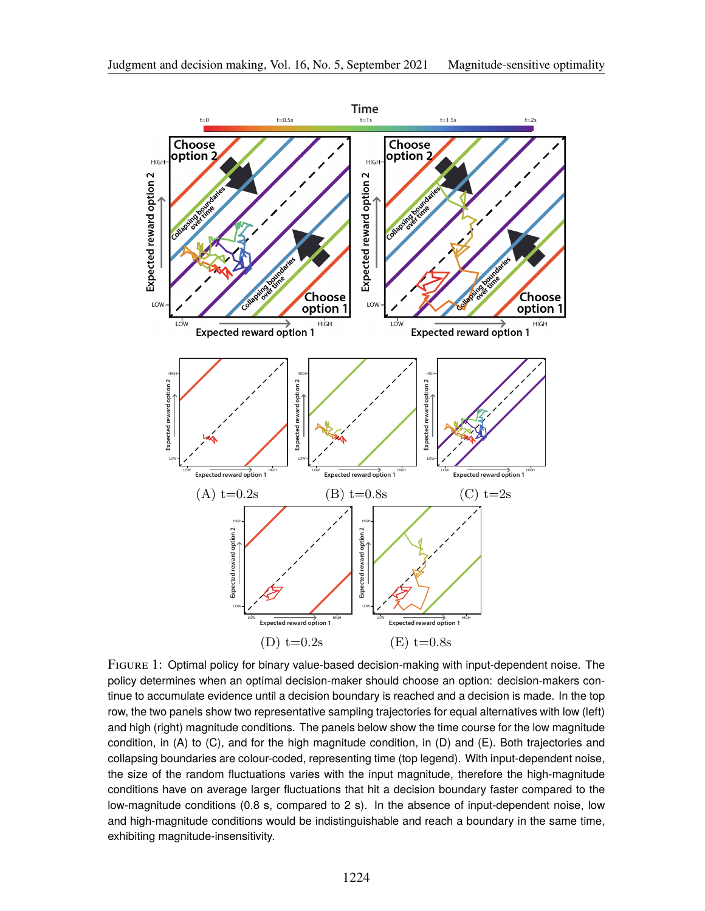Figure 1: Optimal policy for binary value-based decision-making with input-dependent noise. The policy determines when an optimal decision-maker should choose an option: decision-makers continue to accumulate evidence until a decision boundary is reached and a decision is made. In the top row, the two panels show two representative sampling trajectories for equal alternatives with low (left) and high (right) magnitude conditions. The panels below show the time course for the low magnitude condition, in (A) to (C), and for the high magnitude condition, in (D) and (E). Both trajectories and collapsing boundaries are colour-coded, representing time (top legend). With input-dependent noise, the size of the random fluctuations varies with the input magnitude, therefore the high-magnitude conditions have on average larger fluctuations that hit a decision boundary faster compared to the low-magnitude conditions (0.8 s, compared to 2 s). In the absence of input-dependent noise, low and high-magnitude conditions would be indistinguishable and reach a boundary in the same time, exhibiting magnitude-insensitivity.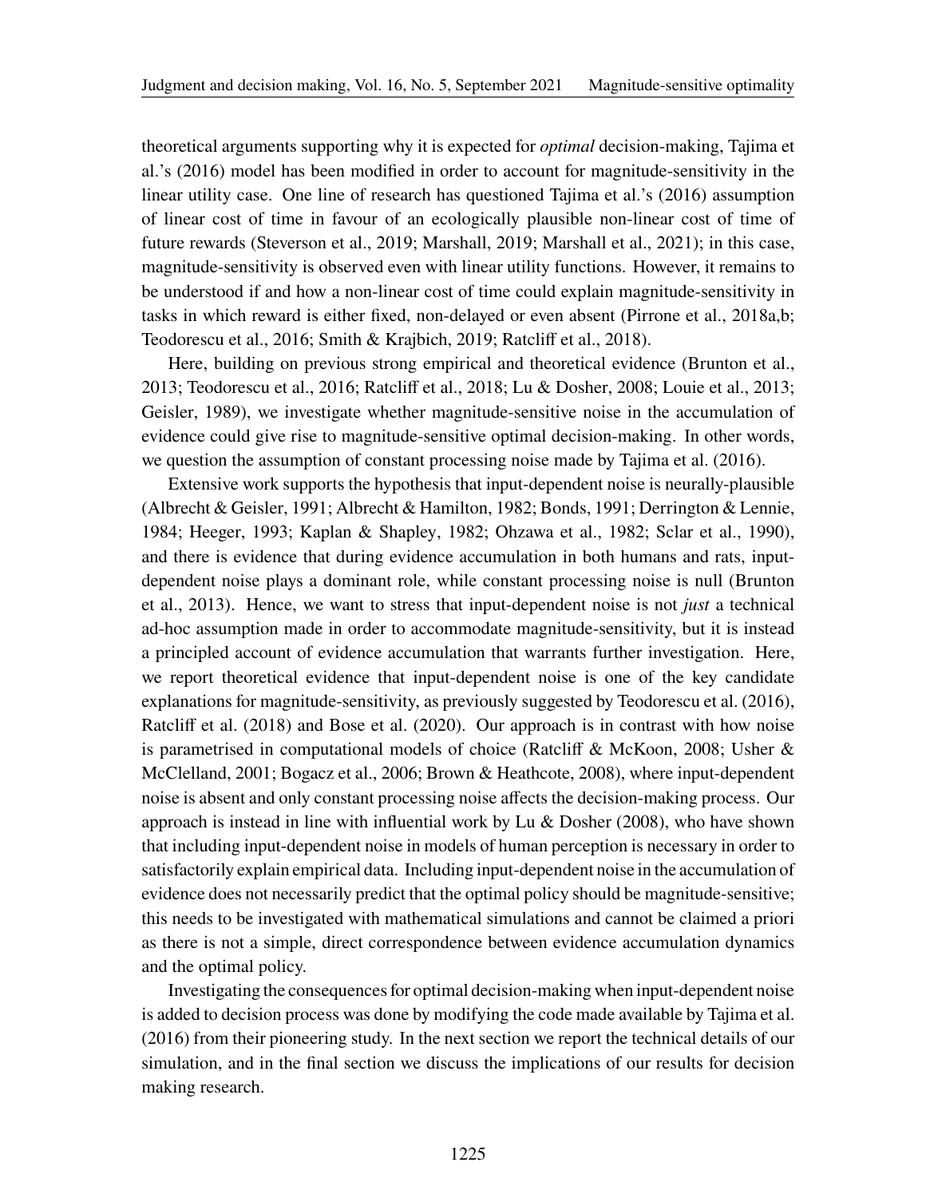theoretical arguments supporting why it is expected for *optimal* decision-making, Tajima et al.'s (2016) model has been modified in order to account for magnitude-sensitivity in the linear utility case. One line of research has questioned Tajima et al.'s (2016) assumption of linear cost of time in favour of an ecologically plausible non-linear cost of time of future rewards (Steverson et al., 2019; Marshall, 2019; Marshall et al., 2021); in this case, magnitude-sensitivity is observed even with linear utility functions. However, it remains to be understood if and how a non-linear cost of time could explain magnitude-sensitivity in tasks in which reward is either fixed, non-delayed or even absent (Pirrone et al., 2018a,b; Teodorescu et al., 2016; Smith & Krajbich, 2019; Ratcliff et al., 2018).

Here, building on previous strong empirical and theoretical evidence (Brunton et al., 2013; Teodorescu et al., 2016; Ratcliff et al., 2018; Lu & Dosher, 2008; Louie et al., 2013; Geisler, 1989), we investigate whether magnitude-sensitive noise in the accumulation of evidence could give rise to magnitude-sensitive optimal decision-making. In other words, we question the assumption of constant processing noise made by Tajima et al. (2016).

Extensive work supports the hypothesis that input-dependent noise is neurally-plausible (Albrecht & Geisler, 1991; Albrecht & Hamilton, 1982; Bonds, 1991; Derrington & Lennie, 1984; Heeger, 1993; Kaplan & Shapley, 1982; Ohzawa et al., 1982; Sclar et al., 1990), and there is evidence that during evidence accumulation in both humans and rats, input-dependent noise plays a dominant role, while constant processing noise is null (Brunton et al., 2013). Hence, we want to stress that input-dependent noise is not *just* a technical ad-hoc assumption made in order to accommodate magnitude-sensitivity, but it is instead a principled account of evidence accumulation that warrants further investigation. Here, we report theoretical evidence that input-dependent noise is one of the key candidate explanations for magnitude-sensitivity, as previously suggested by Teodorescu et al. (2016), Ratcliff et al. (2018) and Bose et al. (2020). Our approach is in contrast with how noise is parametrised in computational models of choice (Ratcliff & McKoon, 2008; Usher & McClelland, 2001; Bogacz et al., 2006; Brown & Heathcote, 2008), where input-dependent noise is absent and only constant processing noise affects the decision-making process. Our approach is instead in line with influential work by Lu & Dosher (2008), who have shown that including input-dependent noise in models of human perception is necessary in order to satisfactorily explain empirical data. Including input-dependent noise in the accumulation of evidence does not necessarily predict that the optimal policy should be magnitude-sensitive; this needs to be investigated with mathematical simulations and cannot be claimed a priori as there is not a simple, direct correspondence between evidence accumulation dynamics and the optimal policy.

Investigating the consequences for optimal decision-making when input-dependent noise is added to decision process was done by modifying the code made available by Tajima et al. (2016) from their pioneering study. In the next section we report the technical details of our simulation, and in the final section we discuss the implications of our results for decision making research.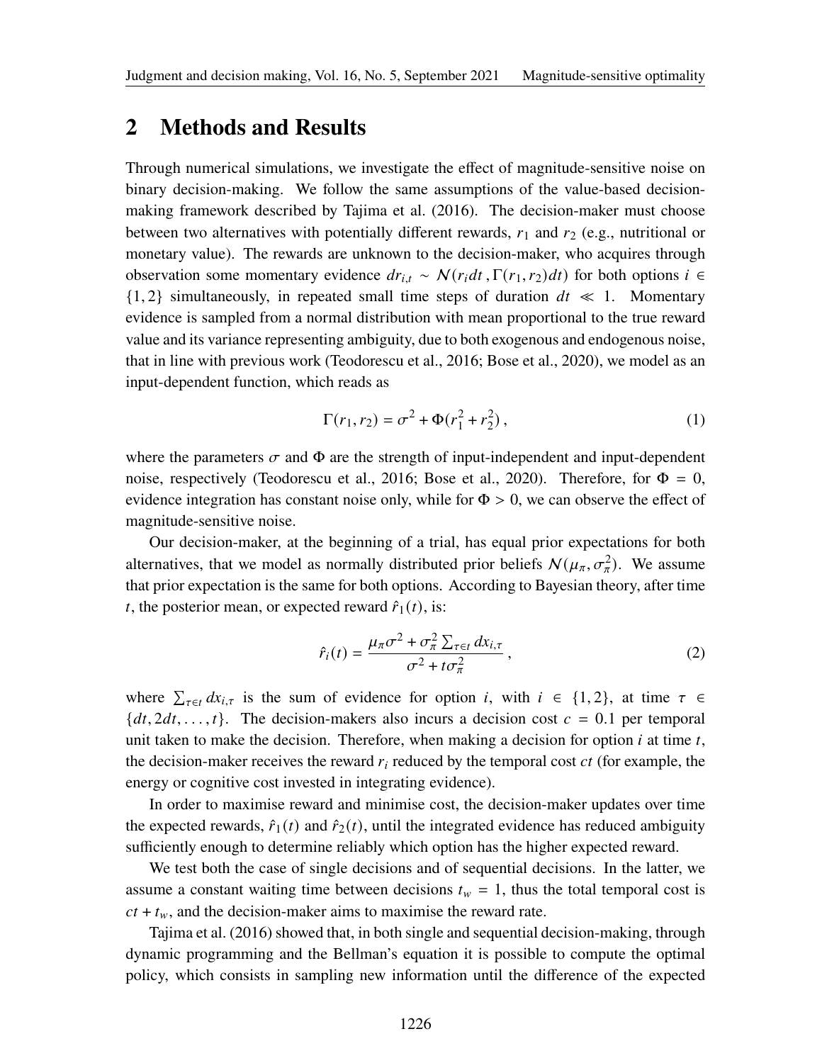## 2 Methods and Results

Through numerical simulations, we investigate the effect of magnitude-sensitive noise on binary decision-making. We follow the same assumptions of the value-based decision-making framework described by Tajima et al. (2016). The decision-maker must choose between two alternatives with potentially different rewards, $r_1$ and $r_2$ (e.g., nutritional or monetary value). The rewards are unknown to the decision-maker, who acquires through observation some momentary evidence $dr_{i,t} \sim \mathcal{N}(r_i dt\,, \Gamma(r_1, r_2)dt)$ for both options $i \in \{1, 2\}$ simultaneously, in repeated small time steps of duration $dt \ll 1$. Momentary evidence is sampled from a normal distribution with mean proportional to the true reward value and its variance representing ambiguity, due to both exogenous and endogenous noise, that in line with previous work (Teodorescu et al., 2016; Bose et al., 2020), we model as an input-dependent function, which reads as

$$\Gamma(r_1, r_2) = \sigma^2 + \Phi(r_1^2 + r_2^2)\,, \tag{1}$$

where the parameters $\sigma$ and $\Phi$ are the strength of input-independent and input-dependent noise, respectively (Teodorescu et al., 2016; Bose et al., 2020). Therefore, for $\Phi = 0$, evidence integration has constant noise only, while for $\Phi > 0$, we can observe the effect of magnitude-sensitive noise.

Our decision-maker, at the beginning of a trial, has equal prior expectations for both alternatives, that we model as normally distributed prior beliefs $\mathcal{N}(\mu_\pi, \sigma_\pi^2)$. We assume that prior expectation is the same for both options. According to Bayesian theory, after time $t$, the posterior mean, or expected reward $\hat{r}_1(t)$, is:

$$\hat{r}_i(t) = \frac{\mu_\pi \sigma^2 + \sigma_\pi^2 \sum_{\tau \in t} dx_{i,\tau}}{\sigma^2 + t\sigma_\pi^2}\,, \tag{2}$$

where $\sum_{\tau \in t} dx_{i,\tau}$ is the sum of evidence for option $i$, with $i \in \{1, 2\}$, at time $\tau \in \{dt, 2dt, \ldots, t\}$. The decision-makers also incurs a decision cost $c = 0.1$ per temporal unit taken to make the decision. Therefore, when making a decision for option $i$ at time $t$, the decision-maker receives the reward $r_i$ reduced by the temporal cost $ct$ (for example, the energy or cognitive cost invested in integrating evidence).

In order to maximise reward and minimise cost, the decision-maker updates over time the expected rewards, $\hat{r}_1(t)$ and $\hat{r}_2(t)$, until the integrated evidence has reduced ambiguity sufficiently enough to determine reliably which option has the higher expected reward.

We test both the case of single decisions and of sequential decisions. In the latter, we assume a constant waiting time between decisions $t_w = 1$, thus the total temporal cost is $ct + t_w$, and the decision-maker aims to maximise the reward rate.

Tajima et al. (2016) showed that, in both single and sequential decision-making, through dynamic programming and the Bellman's equation it is possible to compute the optimal policy, which consists in sampling new information until the difference of the expected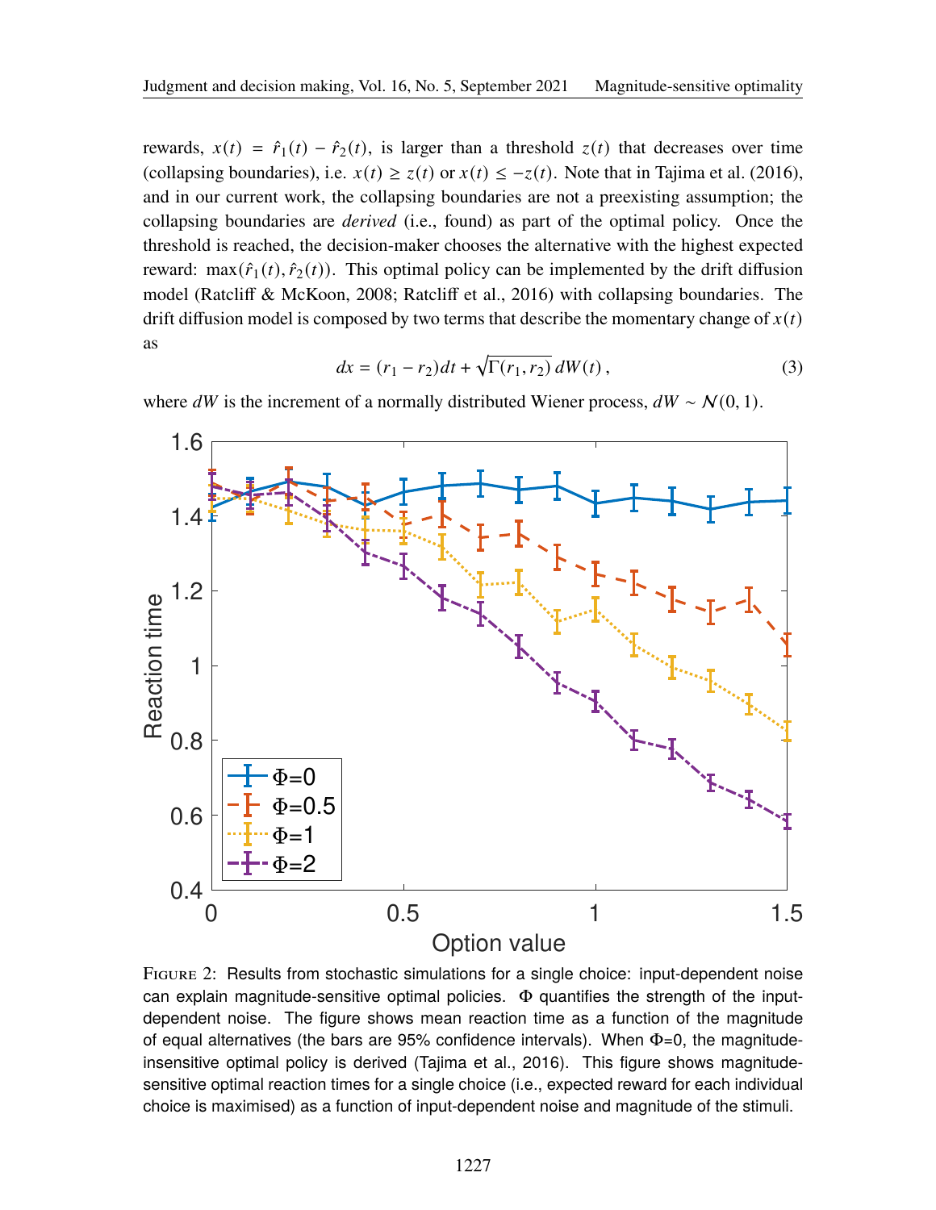rewards, $x(t) = \hat{r}_1(t) - \hat{r}_2(t)$, is larger than a threshold $z(t)$ that decreases over time (collapsing boundaries), i.e. $x(t) \geq z(t)$ or $x(t) \leq -z(t)$. Note that in Tajima et al. (2016), and in our current work, the collapsing boundaries are not a preexisting assumption; the collapsing boundaries are *derived* (i.e., found) as part of the optimal policy. Once the threshold is reached, the decision-maker chooses the alternative with the highest expected reward: $\max(\hat{r}_1(t), \hat{r}_2(t))$. This optimal policy can be implemented by the drift diffusion model (Ratcliff & McKoon, 2008; Ratcliff et al., 2016) with collapsing boundaries. The drift diffusion model is composed by two terms that describe the momentary change of $x(t)$ as

$$dx = (r_1 - r_2)dt + \sqrt{\Gamma(r_1, r_2)}\, dW(t)\,, \tag{3}$$

where $dW$ is the increment of a normally distributed Wiener process, $dW \sim \mathcal{N}(0, 1)$.

Reaction time

1.6
1.4
1.2
1
0.8
0.6
0.4

Option value

0
0.5
1
1.5

Φ=0
Φ=0.5
Φ=1
Φ=2

FIGURE 2: Results from stochastic simulations for a single choice: input-dependent noise can explain magnitude-sensitive optimal policies. $\Phi$ quantifies the strength of the input-dependent noise. The figure shows mean reaction time as a function of the magnitude of equal alternatives (the bars are 95% confidence intervals). When $\Phi$=0, the magnitude-insensitive optimal policy is derived (Tajima et al., 2016). This figure shows magnitude-sensitive optimal reaction times for a single choice (i.e., expected reward for each individual choice is maximised) as a function of input-dependent noise and magnitude of the stimuli.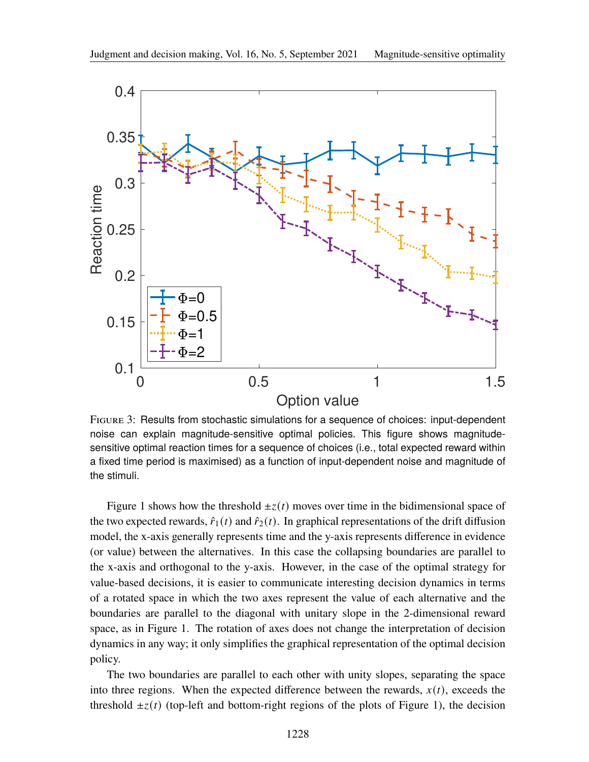0.4

0.35

0.3

0.25

0.2

0.15

0.1

Reaction time

0

0.5

1

1.5

Option value

Φ=0

Φ=0.5

Φ=1

Φ=2

Figure 3: Results from stochastic simulations for a sequence of choices: input-dependent noise can explain magnitude-sensitive optimal policies. This figure shows magnitude-sensitive optimal reaction times for a sequence of choices (i.e., total expected reward within a fixed time period is maximised) as a function of input-dependent noise and magnitude of the stimuli.

Figure 1 shows how the threshold $\pm z(t)$ moves over time in the bidimensional space of the two expected rewards, $\hat{r}_1(t)$ and $\hat{r}_2(t)$. In graphical representations of the drift diffusion model, the x-axis generally represents time and the y-axis represents difference in evidence (or value) between the alternatives. In this case the collapsing boundaries are parallel to the x-axis and orthogonal to the y-axis. However, in the case of the optimal strategy for value-based decisions, it is easier to communicate interesting decision dynamics in terms of a rotated space in which the two axes represent the value of each alternative and the boundaries are parallel to the diagonal with unitary slope in the 2-dimensional reward space, as in Figure 1. The rotation of axes does not change the interpretation of decision dynamics in any way; it only simplifies the graphical representation of the optimal decision policy.

The two boundaries are parallel to each other with unity slopes, separating the space into three regions. When the expected difference between the rewards, $x(t)$, exceeds the threshold $\pm z(t)$ (top-left and bottom-right regions of the plots of Figure 1), the decision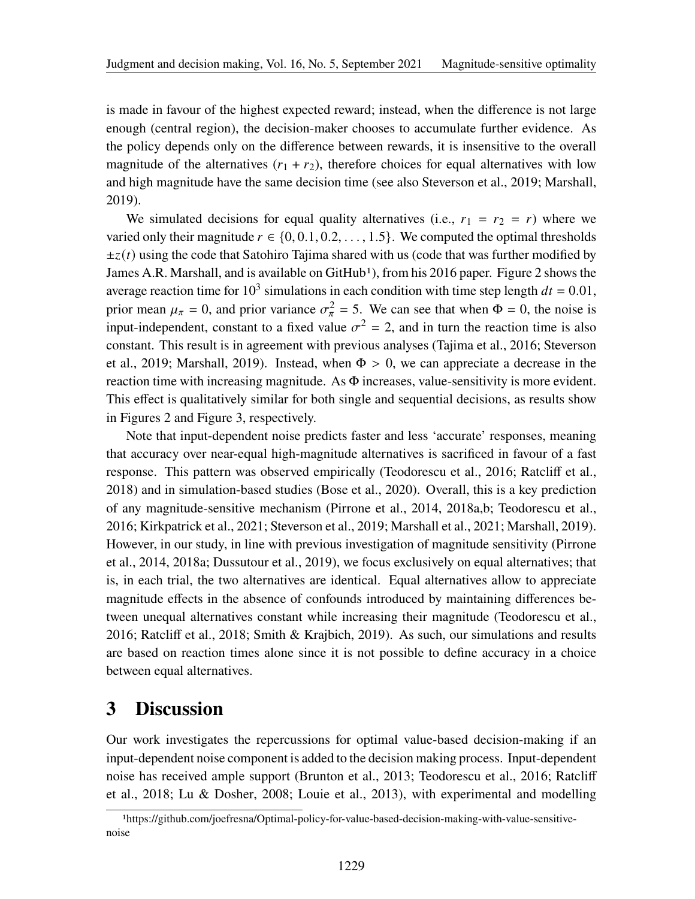is made in favour of the highest expected reward; instead, when the difference is not large enough (central region), the decision-maker chooses to accumulate further evidence. As the policy depends only on the difference between rewards, it is insensitive to the overall magnitude of the alternatives ($r_1 + r_2$), therefore choices for equal alternatives with low and high magnitude have the same decision time (see also Steverson et al., 2019; Marshall, 2019).

We simulated decisions for equal quality alternatives (i.e., $r_1 = r_2 = r$) where we varied only their magnitude $r \in \{0, 0.1, 0.2, \ldots, 1.5\}$. We computed the optimal thresholds $\pm z(t)$ using the code that Satohiro Tajima shared with us (code that was further modified by James A.R. Marshall, and is available on GitHub[1]), from his 2016 paper. Figure 2 shows the average reaction time for $10^3$ simulations in each condition with time step length $dt = 0.01$, prior mean $\mu_\pi = 0$, and prior variance $\sigma_\pi^2 = 5$. We can see that when $\Phi = 0$, the noise is input-independent, constant to a fixed value $\sigma^2 = 2$, and in turn the reaction time is also constant. This result is in agreement with previous analyses (Tajima et al., 2016; Steverson et al., 2019; Marshall, 2019). Instead, when $\Phi > 0$, we can appreciate a decrease in the reaction time with increasing magnitude. As $\Phi$ increases, value-sensitivity is more evident. This effect is qualitatively similar for both single and sequential decisions, as results show in Figures 2 and Figure 3, respectively.

Note that input-dependent noise predicts faster and less 'accurate' responses, meaning that accuracy over near-equal high-magnitude alternatives is sacrificed in favour of a fast response. This pattern was observed empirically (Teodorescu et al., 2016; Ratcliff et al., 2018) and in simulation-based studies (Bose et al., 2020). Overall, this is a key prediction of any magnitude-sensitive mechanism (Pirrone et al., 2014, 2018a,b; Teodorescu et al., 2016; Kirkpatrick et al., 2021; Steverson et al., 2019; Marshall et al., 2021; Marshall, 2019). However, in our study, in line with previous investigation of magnitude sensitivity (Pirrone et al., 2014, 2018a; Dussutour et al., 2019), we focus exclusively on equal alternatives; that is, in each trial, the two alternatives are identical. Equal alternatives allow to appreciate magnitude effects in the absence of confounds introduced by maintaining differences between unequal alternatives constant while increasing their magnitude (Teodorescu et al., 2016; Ratcliff et al., 2018; Smith & Krajbich, 2019). As such, our simulations and results are based on reaction times alone since it is not possible to define accuracy in a choice between equal alternatives.

# 3 Discussion

Our work investigates the repercussions for optimal value-based decision-making if an input-dependent noise component is added to the decision making process. Input-dependent noise has received ample support (Brunton et al., 2013; Teodorescu et al., 2016; Ratcliff et al., 2018; Lu & Dosher, 2008; Louie et al., 2013), with experimental and modelling

[1] https://github.com/joefresna/Optimal-policy-for-value-based-decision-making-with-value-sensitive-noise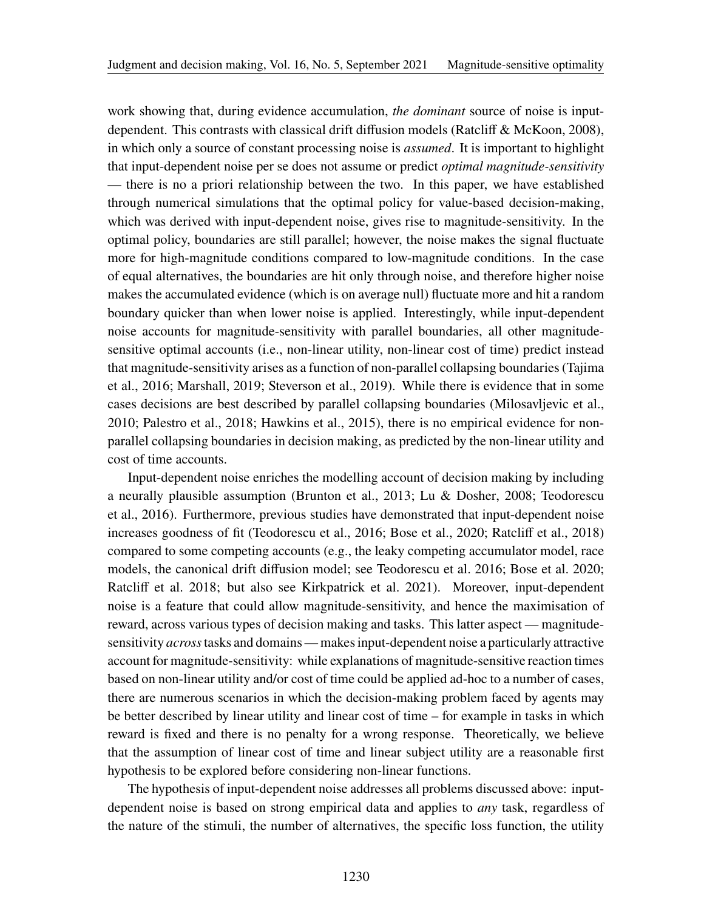work showing that, during evidence accumulation, *the dominant* source of noise is input-dependent. This contrasts with classical drift diffusion models (Ratcliff & McKoon, 2008), in which only a source of constant processing noise is *assumed*. It is important to highlight that input-dependent noise per se does not assume or predict *optimal magnitude-sensitivity* — there is no a priori relationship between the two. In this paper, we have established through numerical simulations that the optimal policy for value-based decision-making, which was derived with input-dependent noise, gives rise to magnitude-sensitivity. In the optimal policy, boundaries are still parallel; however, the noise makes the signal fluctuate more for high-magnitude conditions compared to low-magnitude conditions. In the case of equal alternatives, the boundaries are hit only through noise, and therefore higher noise makes the accumulated evidence (which is on average null) fluctuate more and hit a random boundary quicker than when lower noise is applied. Interestingly, while input-dependent noise accounts for magnitude-sensitivity with parallel boundaries, all other magnitude-sensitive optimal accounts (i.e., non-linear utility, non-linear cost of time) predict instead that magnitude-sensitivity arises as a function of non-parallel collapsing boundaries (Tajima et al., 2016; Marshall, 2019; Steverson et al., 2019). While there is evidence that in some cases decisions are best described by parallel collapsing boundaries (Milosavljevic et al., 2010; Palestro et al., 2018; Hawkins et al., 2015), there is no empirical evidence for non-parallel collapsing boundaries in decision making, as predicted by the non-linear utility and cost of time accounts.

Input-dependent noise enriches the modelling account of decision making by including a neurally plausible assumption (Brunton et al., 2013; Lu & Dosher, 2008; Teodorescu et al., 2016). Furthermore, previous studies have demonstrated that input-dependent noise increases goodness of fit (Teodorescu et al., 2016; Bose et al., 2020; Ratcliff et al., 2018) compared to some competing accounts (e.g., the leaky competing accumulator model, race models, the canonical drift diffusion model; see Teodorescu et al. 2016; Bose et al. 2020; Ratcliff et al. 2018; but also see Kirkpatrick et al. 2021). Moreover, input-dependent noise is a feature that could allow magnitude-sensitivity, and hence the maximisation of reward, across various types of decision making and tasks. This latter aspect — magnitude-sensitivity *across* tasks and domains — makes input-dependent noise a particularly attractive account for magnitude-sensitivity: while explanations of magnitude-sensitive reaction times based on non-linear utility and/or cost of time could be applied ad-hoc to a number of cases, there are numerous scenarios in which the decision-making problem faced by agents may be better described by linear utility and linear cost of time – for example in tasks in which reward is fixed and there is no penalty for a wrong response. Theoretically, we believe that the assumption of linear cost of time and linear subject utility are a reasonable first hypothesis to be explored before considering non-linear functions.

The hypothesis of input-dependent noise addresses all problems discussed above: input-dependent noise is based on strong empirical data and applies to *any* task, regardless of the nature of the stimuli, the number of alternatives, the specific loss function, the utility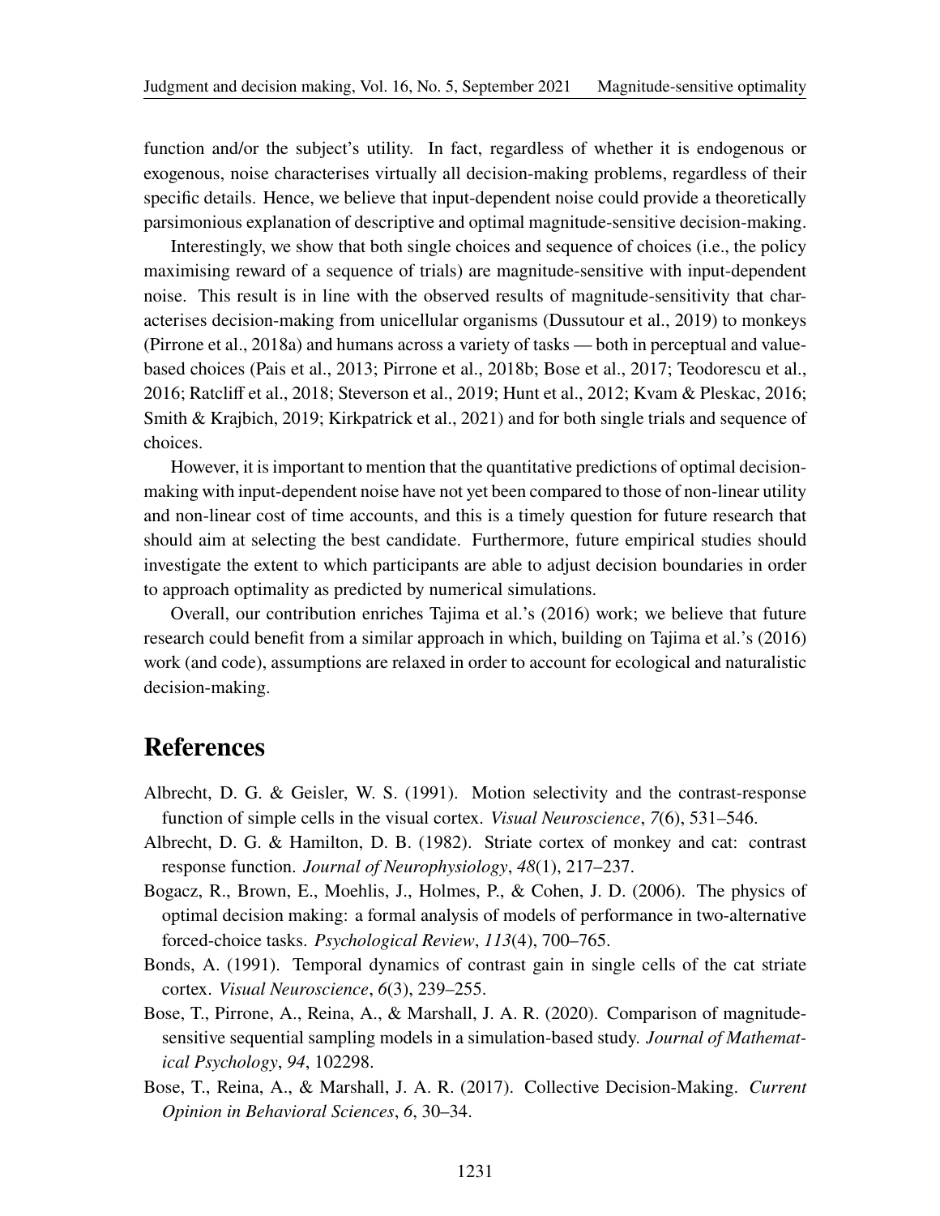function and/or the subject's utility. In fact, regardless of whether it is endogenous or exogenous, noise characterises virtually all decision-making problems, regardless of their specific details. Hence, we believe that input-dependent noise could provide a theoretically parsimonious explanation of descriptive and optimal magnitude-sensitive decision-making.

Interestingly, we show that both single choices and sequence of choices (i.e., the policy maximising reward of a sequence of trials) are magnitude-sensitive with input-dependent noise. This result is in line with the observed results of magnitude-sensitivity that characterises decision-making from unicellular organisms (Dussutour et al., 2019) to monkeys (Pirrone et al., 2018a) and humans across a variety of tasks — both in perceptual and value-based choices (Pais et al., 2013; Pirrone et al., 2018b; Bose et al., 2017; Teodorescu et al., 2016; Ratcliff et al., 2018; Steverson et al., 2019; Hunt et al., 2012; Kvam & Pleskac, 2016; Smith & Krajbich, 2019; Kirkpatrick et al., 2021) and for both single trials and sequence of choices.

However, it is important to mention that the quantitative predictions of optimal decision-making with input-dependent noise have not yet been compared to those of non-linear utility and non-linear cost of time accounts, and this is a timely question for future research that should aim at selecting the best candidate. Furthermore, future empirical studies should investigate the extent to which participants are able to adjust decision boundaries in order to approach optimality as predicted by numerical simulations.

Overall, our contribution enriches Tajima et al.'s (2016) work; we believe that future research could benefit from a similar approach in which, building on Tajima et al.'s (2016) work (and code), assumptions are relaxed in order to account for ecological and naturalistic decision-making.

# References

Albrecht, D. G. & Geisler, W. S. (1991). Motion selectivity and the contrast-response function of simple cells in the visual cortex. *Visual Neuroscience*, *7*(6), 531–546.

Albrecht, D. G. & Hamilton, D. B. (1982). Striate cortex of monkey and cat: contrast response function. *Journal of Neurophysiology*, *48*(1), 217–237.

Bogacz, R., Brown, E., Moehlis, J., Holmes, P., & Cohen, J. D. (2006). The physics of optimal decision making: a formal analysis of models of performance in two-alternative forced-choice tasks. *Psychological Review*, *113*(4), 700–765.

Bonds, A. (1991). Temporal dynamics of contrast gain in single cells of the cat striate cortex. *Visual Neuroscience*, *6*(3), 239–255.

Bose, T., Pirrone, A., Reina, A., & Marshall, J. A. R. (2020). Comparison of magnitude-sensitive sequential sampling models in a simulation-based study. *Journal of Mathematical Psychology*, *94*, 102298.

Bose, T., Reina, A., & Marshall, J. A. R. (2017). Collective Decision-Making. *Current Opinion in Behavioral Sciences*, *6*, 30–34.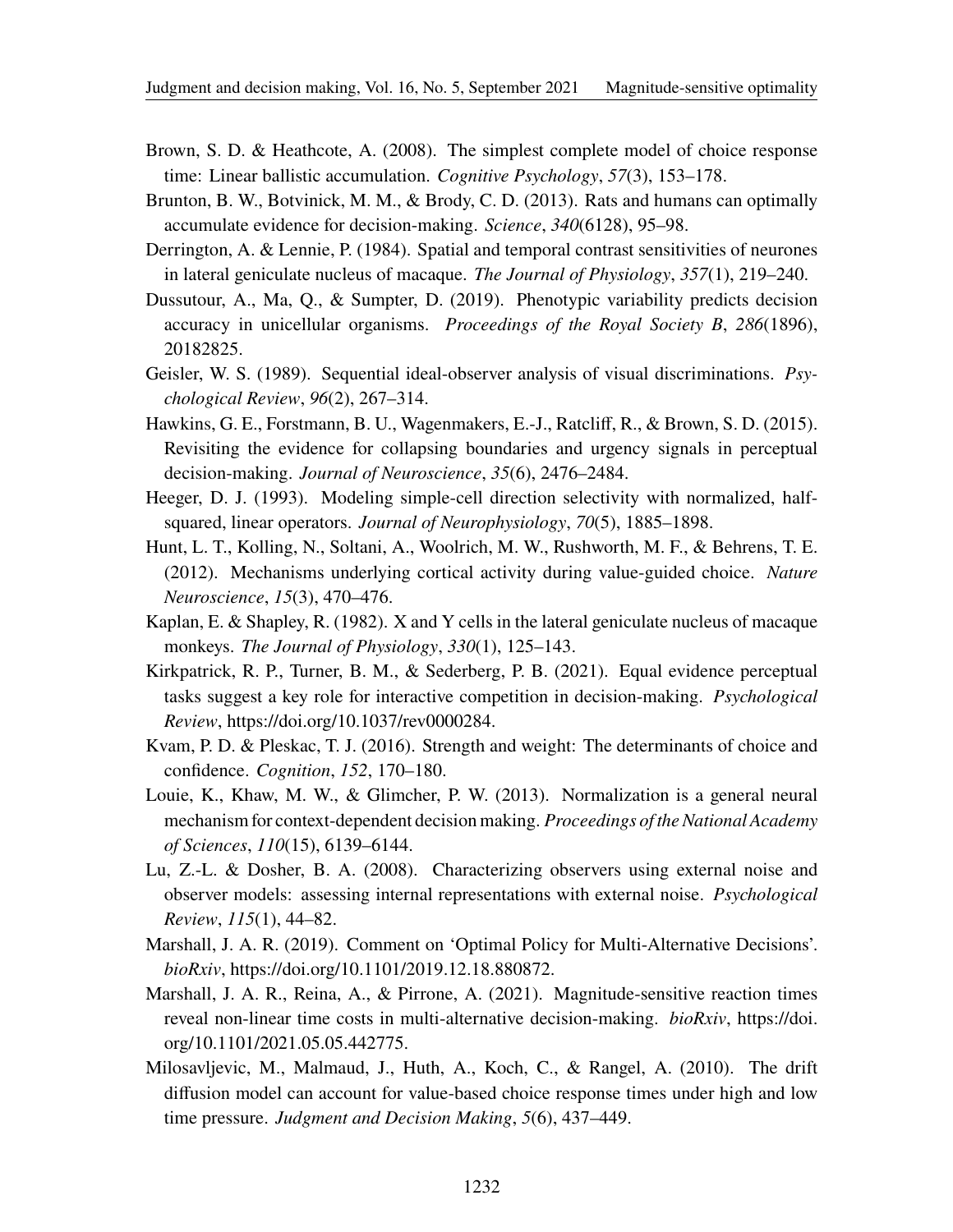Brown, S. D. & Heathcote, A. (2008). The simplest complete model of choice response time: Linear ballistic accumulation. *Cognitive Psychology*, *57*(3), 153–178.

Brunton, B. W., Botvinick, M. M., & Brody, C. D. (2013). Rats and humans can optimally accumulate evidence for decision-making. *Science*, *340*(6128), 95–98.

Derrington, A. & Lennie, P. (1984). Spatial and temporal contrast sensitivities of neurones in lateral geniculate nucleus of macaque. *The Journal of Physiology*, *357*(1), 219–240.

Dussutour, A., Ma, Q., & Sumpter, D. (2019). Phenotypic variability predicts decision accuracy in unicellular organisms. *Proceedings of the Royal Society B*, *286*(1896), 20182825.

Geisler, W. S. (1989). Sequential ideal-observer analysis of visual discriminations. *Psychological Review*, *96*(2), 267–314.

Hawkins, G. E., Forstmann, B. U., Wagenmakers, E.-J., Ratcliff, R., & Brown, S. D. (2015). Revisiting the evidence for collapsing boundaries and urgency signals in perceptual decision-making. *Journal of Neuroscience*, *35*(6), 2476–2484.

Heeger, D. J. (1993). Modeling simple-cell direction selectivity with normalized, half-squared, linear operators. *Journal of Neurophysiology*, *70*(5), 1885–1898.

Hunt, L. T., Kolling, N., Soltani, A., Woolrich, M. W., Rushworth, M. F., & Behrens, T. E. (2012). Mechanisms underlying cortical activity during value-guided choice. *Nature Neuroscience*, *15*(3), 470–476.

Kaplan, E. & Shapley, R. (1982). X and Y cells in the lateral geniculate nucleus of macaque monkeys. *The Journal of Physiology*, *330*(1), 125–143.

Kirkpatrick, R. P., Turner, B. M., & Sederberg, P. B. (2021). Equal evidence perceptual tasks suggest a key role for interactive competition in decision-making. *Psychological Review*, https://doi.org/10.1037/rev0000284.

Kvam, P. D. & Pleskac, T. J. (2016). Strength and weight: The determinants of choice and confidence. *Cognition*, *152*, 170–180.

Louie, K., Khaw, M. W., & Glimcher, P. W. (2013). Normalization is a general neural mechanism for context-dependent decision making. *Proceedings of the National Academy of Sciences*, *110*(15), 6139–6144.

Lu, Z.-L. & Dosher, B. A. (2008). Characterizing observers using external noise and observer models: assessing internal representations with external noise. *Psychological Review*, *115*(1), 44–82.

Marshall, J. A. R. (2019). Comment on 'Optimal Policy for Multi-Alternative Decisions'. *bioRxiv*, https://doi.org/10.1101/2019.12.18.880872.

Marshall, J. A. R., Reina, A., & Pirrone, A. (2021). Magnitude-sensitive reaction times reveal non-linear time costs in multi-alternative decision-making. *bioRxiv*, https://doi.org/10.1101/2021.05.05.442775.

Milosavljevic, M., Malmaud, J., Huth, A., Koch, C., & Rangel, A. (2010). The drift diffusion model can account for value-based choice response times under high and low time pressure. *Judgment and Decision Making*, *5*(6), 437–449.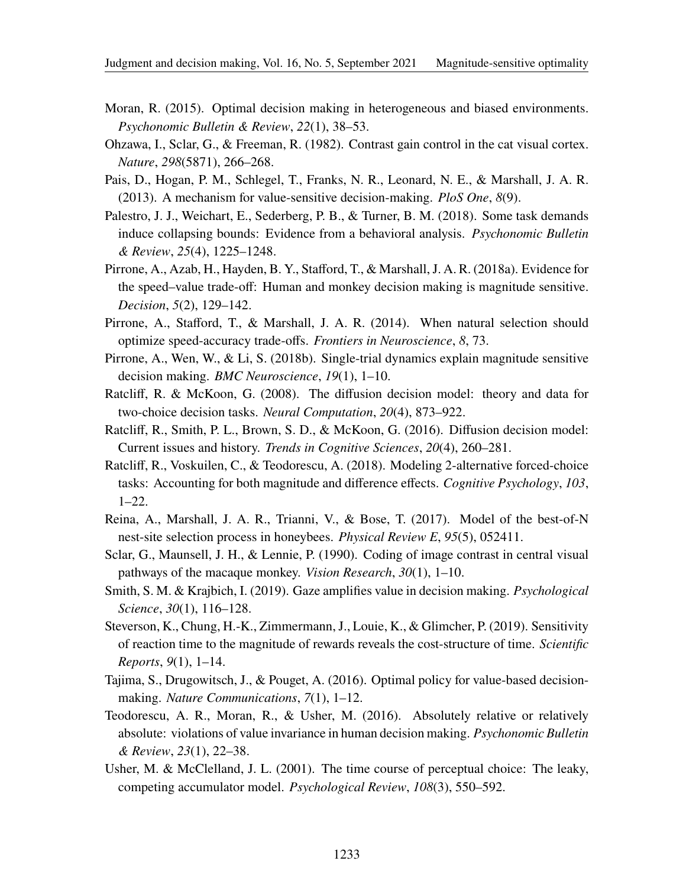Moran, R. (2015). Optimal decision making in heterogeneous and biased environments. *Psychonomic Bulletin & Review*, *22*(1), 38–53.

Ohzawa, I., Sclar, G., & Freeman, R. (1982). Contrast gain control in the cat visual cortex. *Nature*, *298*(5871), 266–268.

Pais, D., Hogan, P. M., Schlegel, T., Franks, N. R., Leonard, N. E., & Marshall, J. A. R. (2013). A mechanism for value-sensitive decision-making. *PloS One*, *8*(9).

Palestro, J. J., Weichart, E., Sederberg, P. B., & Turner, B. M. (2018). Some task demands induce collapsing bounds: Evidence from a behavioral analysis. *Psychonomic Bulletin & Review*, *25*(4), 1225–1248.

Pirrone, A., Azab, H., Hayden, B. Y., Stafford, T., & Marshall, J. A. R. (2018a). Evidence for the speed–value trade-off: Human and monkey decision making is magnitude sensitive. *Decision*, *5*(2), 129–142.

Pirrone, A., Stafford, T., & Marshall, J. A. R. (2014). When natural selection should optimize speed-accuracy trade-offs. *Frontiers in Neuroscience*, *8*, 73.

Pirrone, A., Wen, W., & Li, S. (2018b). Single-trial dynamics explain magnitude sensitive decision making. *BMC Neuroscience*, *19*(1), 1–10.

Ratcliff, R. & McKoon, G. (2008). The diffusion decision model: theory and data for two-choice decision tasks. *Neural Computation*, *20*(4), 873–922.

Ratcliff, R., Smith, P. L., Brown, S. D., & McKoon, G. (2016). Diffusion decision model: Current issues and history. *Trends in Cognitive Sciences*, *20*(4), 260–281.

Ratcliff, R., Voskuilen, C., & Teodorescu, A. (2018). Modeling 2-alternative forced-choice tasks: Accounting for both magnitude and difference effects. *Cognitive Psychology*, *103*, 1–22.

Reina, A., Marshall, J. A. R., Trianni, V., & Bose, T. (2017). Model of the best-of-N nest-site selection process in honeybees. *Physical Review E*, *95*(5), 052411.

Sclar, G., Maunsell, J. H., & Lennie, P. (1990). Coding of image contrast in central visual pathways of the macaque monkey. *Vision Research*, *30*(1), 1–10.

Smith, S. M. & Krajbich, I. (2019). Gaze amplifies value in decision making. *Psychological Science*, *30*(1), 116–128.

Steverson, K., Chung, H.-K., Zimmermann, J., Louie, K., & Glimcher, P. (2019). Sensitivity of reaction time to the magnitude of rewards reveals the cost-structure of time. *Scientific Reports*, *9*(1), 1–14.

Tajima, S., Drugowitsch, J., & Pouget, A. (2016). Optimal policy for value-based decision-making. *Nature Communications*, *7*(1), 1–12.

Teodorescu, A. R., Moran, R., & Usher, M. (2016). Absolutely relative or relatively absolute: violations of value invariance in human decision making. *Psychonomic Bulletin & Review*, *23*(1), 22–38.

Usher, M. & McClelland, J. L. (2001). The time course of perceptual choice: The leaky, competing accumulator model. *Psychological Review*, *108*(3), 550–592.